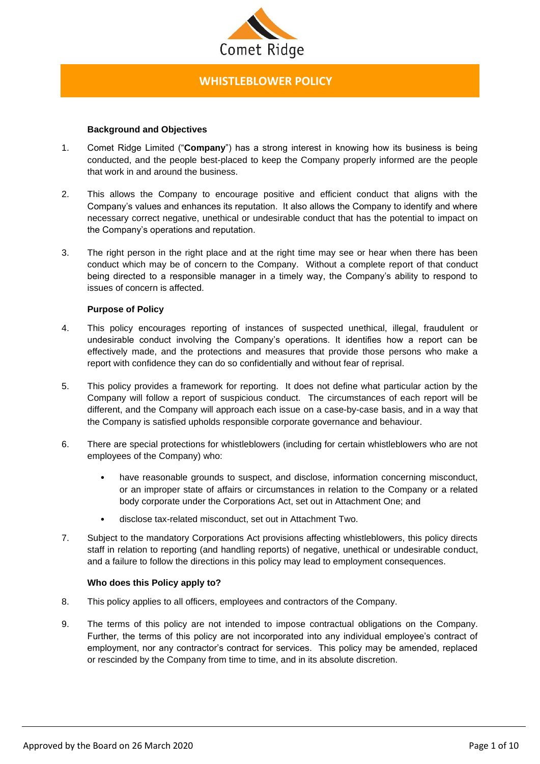Comet Ridge

# WHISTLEBLOWER POLICY

**Background and Objectives**

1. Comet Ridge Limited ("**Company**") has a strong interest in knowing how its business is being conducted, and the people best-placed to keep the Company properly informed are the people that work in and around the business.

2. This allows the Company to encourage positive and efficient conduct that aligns with the Company's values and enhances its reputation. It also allows the Company to identify and where necessary correct negative, unethical or undesirable conduct that has the potential to impact on the Company's operations and reputation.

3. The right person in the right place and at the right time may see or hear when there has been conduct which may be of concern to the Company. Without a complete report of that conduct being directed to a responsible manager in a timely way, the Company's ability to respond to issues of concern is affected.

**Purpose of Policy**

4. This policy encourages reporting of instances of suspected unethical, illegal, fraudulent or undesirable conduct involving the Company's operations. It identifies how a report can be effectively made, and the protections and measures that provide those persons who make a report with confidence they can do so confidentially and without fear of reprisal.

5. This policy provides a framework for reporting. It does not define what particular action by the Company will follow a report of suspicious conduct. The circumstances of each report will be different, and the Company will approach each issue on a case-by-case basis, and in a way that the Company is satisfied upholds responsible corporate governance and behaviour.

6. There are special protections for whistleblowers (including for certain whistleblowers who are not employees of the Company) who:

   - have reasonable grounds to suspect, and disclose, information concerning misconduct, or an improper state of affairs or circumstances in relation to the Company or a related body corporate under the Corporations Act, set out in Attachment One; and
   - disclose tax-related misconduct, set out in Attachment Two.

7. Subject to the mandatory Corporations Act provisions affecting whistleblowers, this policy directs staff in relation to reporting (and handling reports) of negative, unethical or undesirable conduct, and a failure to follow the directions in this policy may lead to employment consequences.

**Who does this Policy apply to?**

8. This policy applies to all officers, employees and contractors of the Company.

9. The terms of this policy are not intended to impose contractual obligations on the Company. Further, the terms of this policy are not incorporated into any individual employee's contract of employment, nor any contractor's contract for services. This policy may be amended, replaced or rescinded by the Company from time to time, and in its absolute discretion.

Approved by the Board on 26 March 2020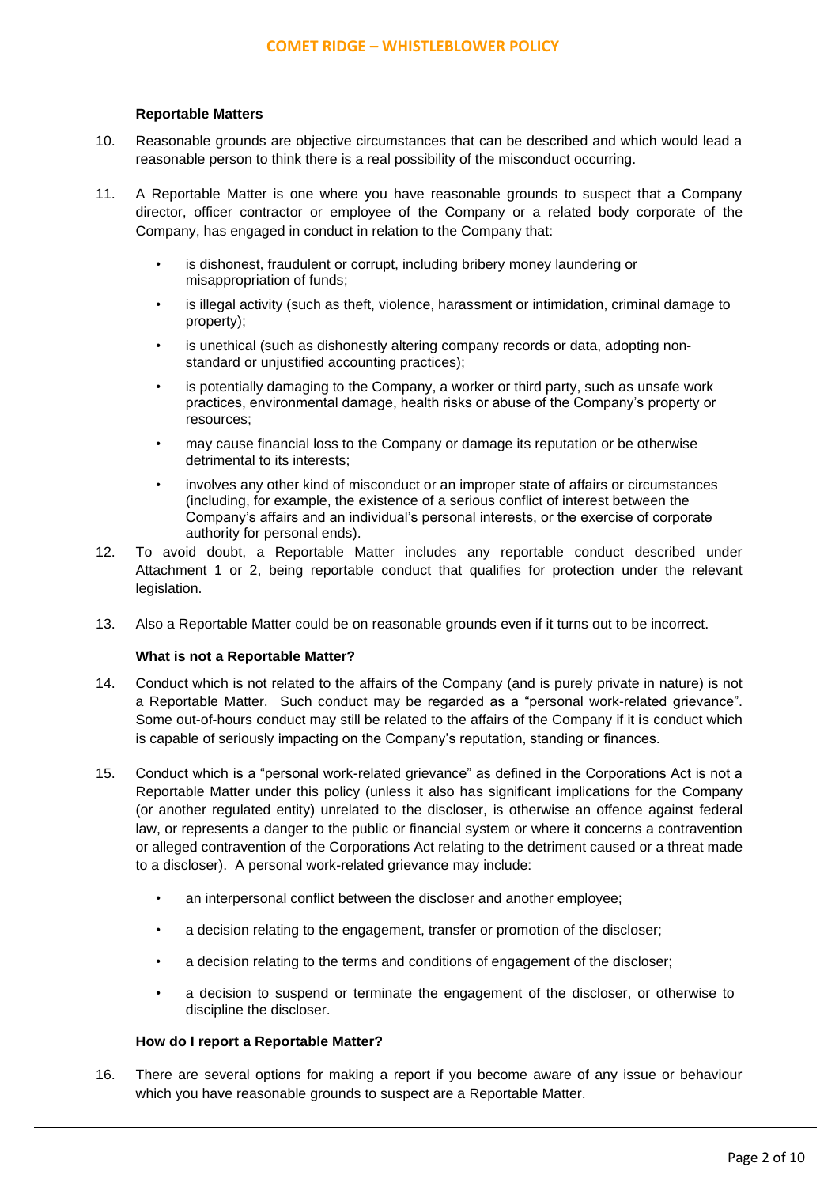### Reportable Matters

10. Reasonable grounds are objective circumstances that can be described and which would lead a reasonable person to think there is a real possibility of the misconduct occurring.

11. A Reportable Matter is one where you have reasonable grounds to suspect that a Company director, officer contractor or employee of the Company or a related body corporate of the Company, has engaged in conduct in relation to the Company that:

    - is dishonest, fraudulent or corrupt, including bribery money laundering or misappropriation of funds;
    - is illegal activity (such as theft, violence, harassment or intimidation, criminal damage to property);
    - is unethical (such as dishonestly altering company records or data, adopting non-standard or unjustified accounting practices);
    - is potentially damaging to the Company, a worker or third party, such as unsafe work practices, environmental damage, health risks or abuse of the Company's property or resources;
    - may cause financial loss to the Company or damage its reputation or be otherwise detrimental to its interests;
    - involves any other kind of misconduct or an improper state of affairs or circumstances (including, for example, the existence of a serious conflict of interest between the Company's affairs and an individual's personal interests, or the exercise of corporate authority for personal ends).

12. To avoid doubt, a Reportable Matter includes any reportable conduct described under Attachment 1 or 2, being reportable conduct that qualifies for protection under the relevant legislation.

13. Also a Reportable Matter could be on reasonable grounds even if it turns out to be incorrect.

### What is not a Reportable Matter?

14. Conduct which is not related to the affairs of the Company (and is purely private in nature) is not a Reportable Matter. Such conduct may be regarded as a "personal work-related grievance". Some out-of-hours conduct may still be related to the affairs of the Company if it is conduct which is capable of seriously impacting on the Company's reputation, standing or finances.

15. Conduct which is a "personal work-related grievance" as defined in the Corporations Act is not a Reportable Matter under this policy (unless it also has significant implications for the Company (or another regulated entity) unrelated to the discloser, is otherwise an offence against federal law, or represents a danger to the public or financial system or where it concerns a contravention or alleged contravention of the Corporations Act relating to the detriment caused or a threat made to a discloser). A personal work-related grievance may include:

    - an interpersonal conflict between the discloser and another employee;
    - a decision relating to the engagement, transfer or promotion of the discloser;
    - a decision relating to the terms and conditions of engagement of the discloser;
    - a decision to suspend or terminate the engagement of the discloser, or otherwise to discipline the discloser.

### How do I report a Reportable Matter?

16. There are several options for making a report if you become aware of any issue or behaviour which you have reasonable grounds to suspect are a Reportable Matter.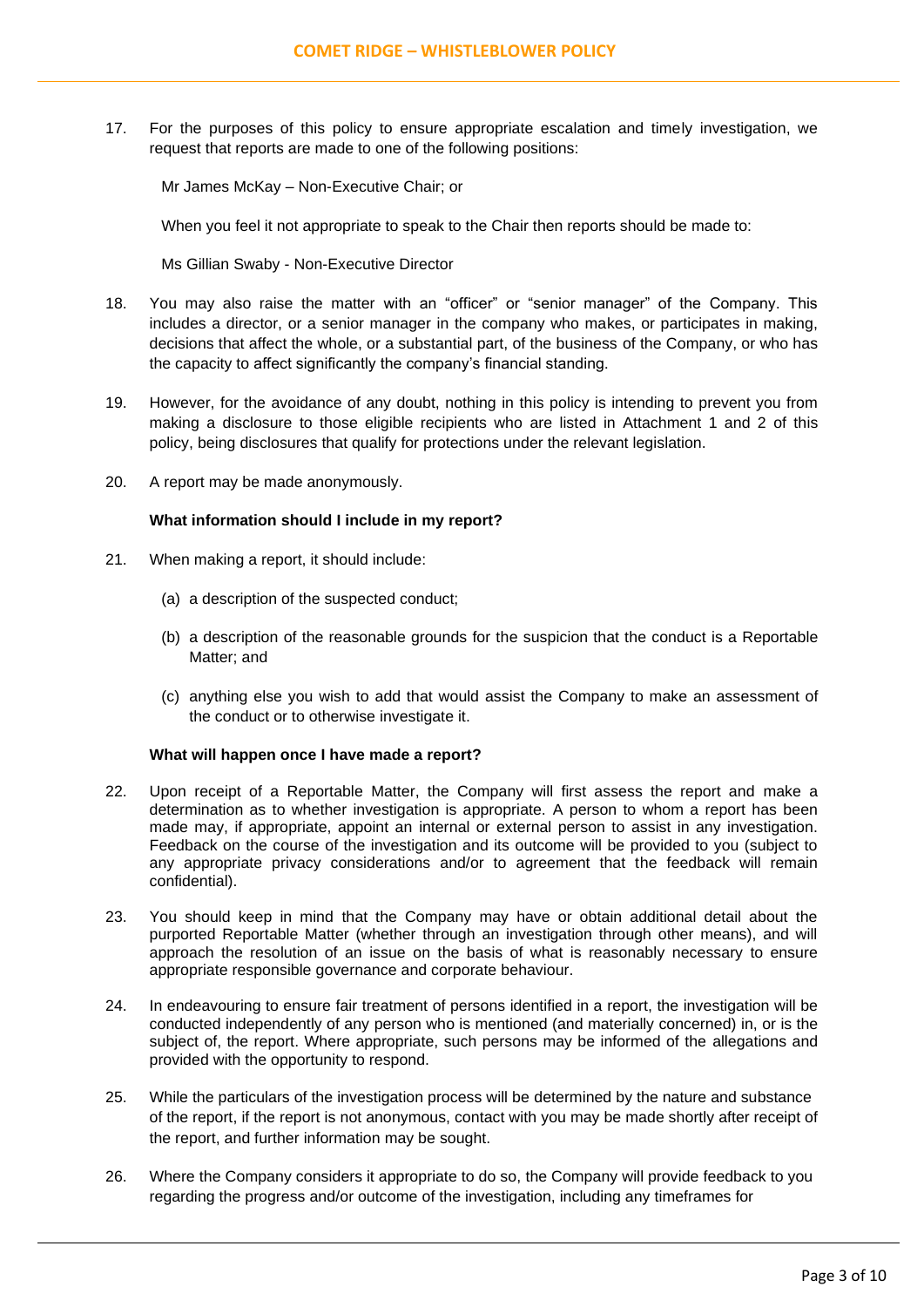17. For the purposes of this policy to ensure appropriate escalation and timely investigation, we request that reports are made to one of the following positions:

    Mr James McKay – Non-Executive Chair; or

    When you feel it not appropriate to speak to the Chair then reports should be made to:

    Ms Gillian Swaby - Non-Executive Director

18. You may also raise the matter with an "officer" or "senior manager" of the Company. This includes a director, or a senior manager in the company who makes, or participates in making, decisions that affect the whole, or a substantial part, of the business of the Company, or who has the capacity to affect significantly the company's financial standing.

19. However, for the avoidance of any doubt, nothing in this policy is intending to prevent you from making a disclosure to those eligible recipients who are listed in Attachment 1 and 2 of this policy, being disclosures that qualify for protections under the relevant legislation.

20. A report may be made anonymously.

**What information should I include in my report?**

21. When making a report, it should include:

    (a) a description of the suspected conduct;

    (b) a description of the reasonable grounds for the suspicion that the conduct is a Reportable Matter; and

    (c) anything else you wish to add that would assist the Company to make an assessment of the conduct or to otherwise investigate it.

**What will happen once I have made a report?**

22. Upon receipt of a Reportable Matter, the Company will first assess the report and make a determination as to whether investigation is appropriate. A person to whom a report has been made may, if appropriate, appoint an internal or external person to assist in any investigation. Feedback on the course of the investigation and its outcome will be provided to you (subject to any appropriate privacy considerations and/or to agreement that the feedback will remain confidential).

23. You should keep in mind that the Company may have or obtain additional detail about the purported Reportable Matter (whether through an investigation through other means), and will approach the resolution of an issue on the basis of what is reasonably necessary to ensure appropriate responsible governance and corporate behaviour.

24. In endeavouring to ensure fair treatment of persons identified in a report, the investigation will be conducted independently of any person who is mentioned (and materially concerned) in, or is the subject of, the report. Where appropriate, such persons may be informed of the allegations and provided with the opportunity to respond.

25. While the particulars of the investigation process will be determined by the nature and substance of the report, if the report is not anonymous, contact with you may be made shortly after receipt of the report, and further information may be sought.

26. Where the Company considers it appropriate to do so, the Company will provide feedback to you regarding the progress and/or outcome of the investigation, including any timeframes for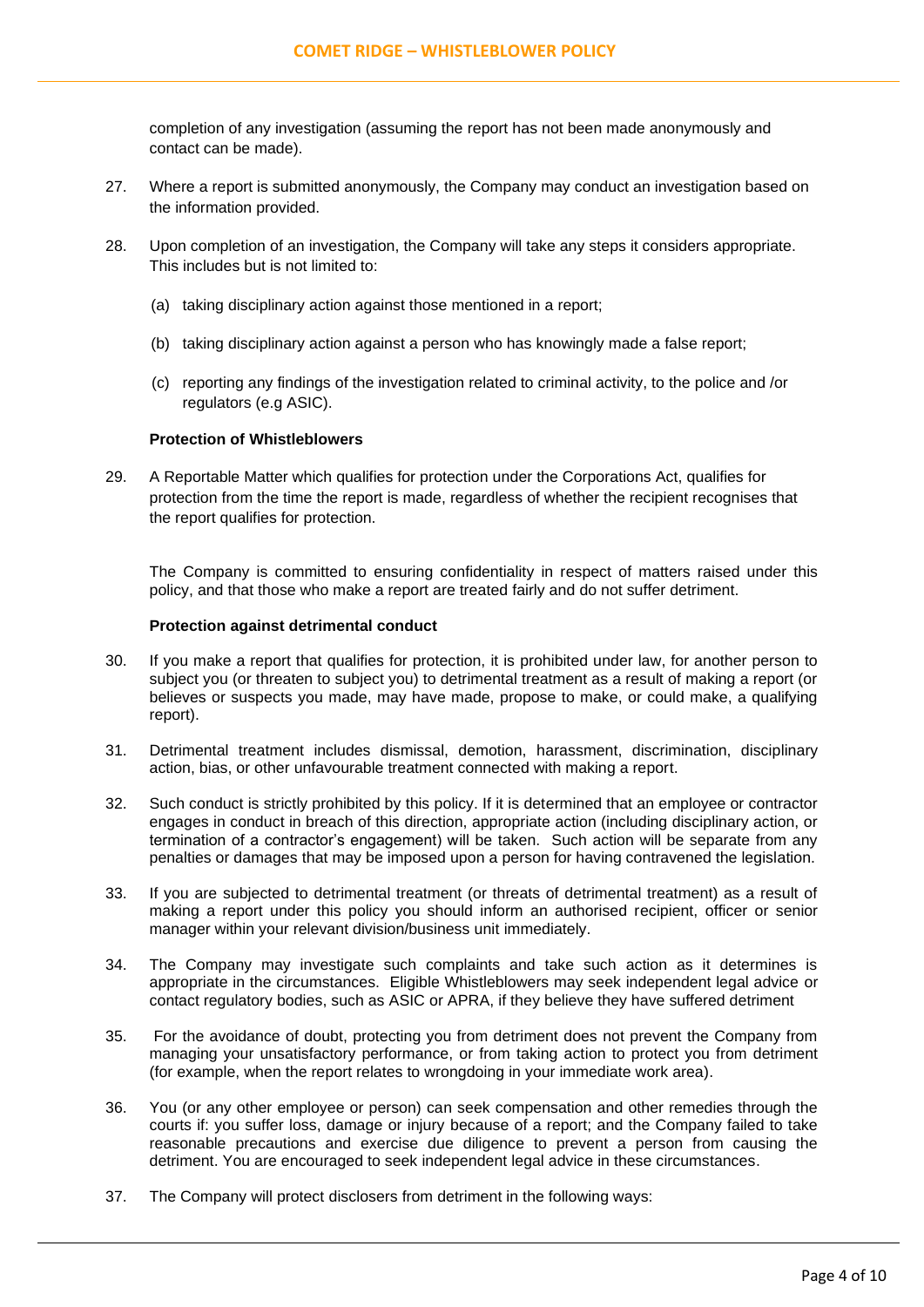completion of any investigation (assuming the report has not been made anonymously and contact can be made).

27. Where a report is submitted anonymously, the Company may conduct an investigation based on the information provided.

28. Upon completion of an investigation, the Company will take any steps it considers appropriate. This includes but is not limited to:

   (a) taking disciplinary action against those mentioned in a report;

   (b) taking disciplinary action against a person who has knowingly made a false report;

   (c) reporting any findings of the investigation related to criminal activity, to the police and /or regulators (e.g ASIC).

**Protection of Whistleblowers**

29. A Reportable Matter which qualifies for protection under the Corporations Act, qualifies for protection from the time the report is made, regardless of whether the recipient recognises that the report qualifies for protection.

The Company is committed to ensuring confidentiality in respect of matters raised under this policy, and that those who make a report are treated fairly and do not suffer detriment.

**Protection against detrimental conduct**

30. If you make a report that qualifies for protection, it is prohibited under law, for another person to subject you (or threaten to subject you) to detrimental treatment as a result of making a report (or believes or suspects you made, may have made, propose to make, or could make, a qualifying report).

31. Detrimental treatment includes dismissal, demotion, harassment, discrimination, disciplinary action, bias, or other unfavourable treatment connected with making a report.

32. Such conduct is strictly prohibited by this policy. If it is determined that an employee or contractor engages in conduct in breach of this direction, appropriate action (including disciplinary action, or termination of a contractor's engagement) will be taken. Such action will be separate from any penalties or damages that may be imposed upon a person for having contravened the legislation.

33. If you are subjected to detrimental treatment (or threats of detrimental treatment) as a result of making a report under this policy you should inform an authorised recipient, officer or senior manager within your relevant division/business unit immediately.

34. The Company may investigate such complaints and take such action as it determines is appropriate in the circumstances. Eligible Whistleblowers may seek independent legal advice or contact regulatory bodies, such as ASIC or APRA, if they believe they have suffered detriment

35. For the avoidance of doubt, protecting you from detriment does not prevent the Company from managing your unsatisfactory performance, or from taking action to protect you from detriment (for example, when the report relates to wrongdoing in your immediate work area).

36. You (or any other employee or person) can seek compensation and other remedies through the courts if: you suffer loss, damage or injury because of a report; and the Company failed to take reasonable precautions and exercise due diligence to prevent a person from causing the detriment. You are encouraged to seek independent legal advice in these circumstances.

37. The Company will protect disclosers from detriment in the following ways: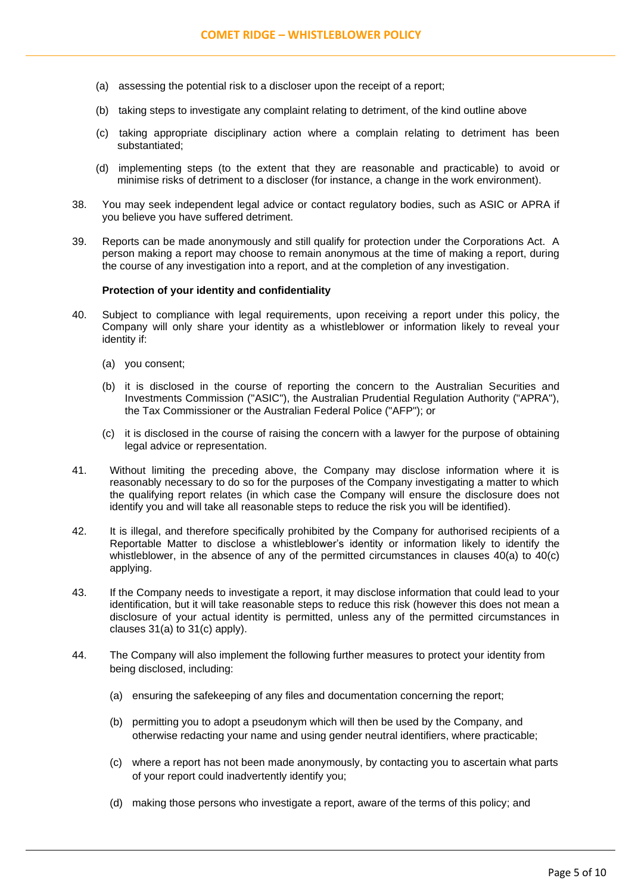(a) assessing the potential risk to a discloser upon the receipt of a report;

(b) taking steps to investigate any complaint relating to detriment, of the kind outline above

(c) taking appropriate disciplinary action where a complain relating to detriment has been substantiated;

(d) implementing steps (to the extent that they are reasonable and practicable) to avoid or minimise risks of detriment to a discloser (for instance, a change in the work environment).

38. You may seek independent legal advice or contact regulatory bodies, such as ASIC or APRA if you believe you have suffered detriment.

39. Reports can be made anonymously and still qualify for protection under the Corporations Act. A person making a report may choose to remain anonymous at the time of making a report, during the course of any investigation into a report, and at the completion of any investigation.

**Protection of your identity and confidentiality**

40. Subject to compliance with legal requirements, upon receiving a report under this policy, the Company will only share your identity as a whistleblower or information likely to reveal your identity if:

    (a) you consent;

    (b) it is disclosed in the course of reporting the concern to the Australian Securities and Investments Commission ("ASIC"), the Australian Prudential Regulation Authority ("APRA"), the Tax Commissioner or the Australian Federal Police ("AFP"); or

    (c) it is disclosed in the course of raising the concern with a lawyer for the purpose of obtaining legal advice or representation.

41. Without limiting the preceding above, the Company may disclose information where it is reasonably necessary to do so for the purposes of the Company investigating a matter to which the qualifying report relates (in which case the Company will ensure the disclosure does not identify you and will take all reasonable steps to reduce the risk you will be identified).

42. It is illegal, and therefore specifically prohibited by the Company for authorised recipients of a Reportable Matter to disclose a whistleblower's identity or information likely to identify the whistleblower, in the absence of any of the permitted circumstances in clauses 40(a) to 40(c) applying.

43. If the Company needs to investigate a report, it may disclose information that could lead to your identification, but it will take reasonable steps to reduce this risk (however this does not mean a disclosure of your actual identity is permitted, unless any of the permitted circumstances in clauses 31(a) to 31(c) apply).

44. The Company will also implement the following further measures to protect your identity from being disclosed, including:

    (a) ensuring the safekeeping of any files and documentation concerning the report;

    (b) permitting you to adopt a pseudonym which will then be used by the Company, and otherwise redacting your name and using gender neutral identifiers, where practicable;

    (c) where a report has not been made anonymously, by contacting you to ascertain what parts of your report could inadvertently identify you;

    (d) making those persons who investigate a report, aware of the terms of this policy; and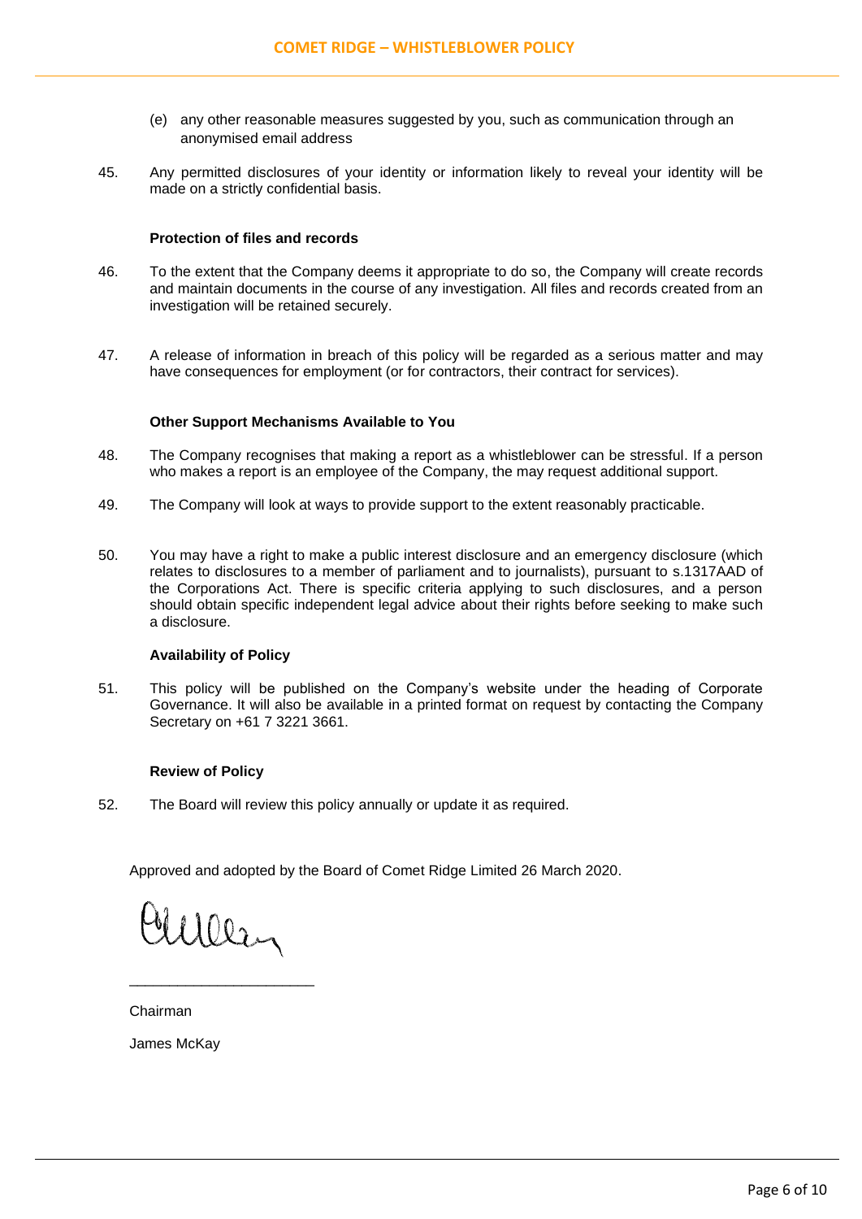(e) any other reasonable measures suggested by you, such as communication through an anonymised email address

45. Any permitted disclosures of your identity or information likely to reveal your identity will be made on a strictly confidential basis.

**Protection of files and records**

46. To the extent that the Company deems it appropriate to do so, the Company will create records and maintain documents in the course of any investigation. All files and records created from an investigation will be retained securely.

47. A release of information in breach of this policy will be regarded as a serious matter and may have consequences for employment (or for contractors, their contract for services).

**Other Support Mechanisms Available to You**

48. The Company recognises that making a report as a whistleblower can be stressful. If a person who makes a report is an employee of the Company, the may request additional support.

49. The Company will look at ways to provide support to the extent reasonably practicable.

50. You may have a right to make a public interest disclosure and an emergency disclosure (which relates to disclosures to a member of parliament and to journalists), pursuant to s.1317AAD of the Corporations Act. There is specific criteria applying to such disclosures, and a person should obtain specific independent legal advice about their rights before seeking to make such a disclosure.

**Availability of Policy**

51. This policy will be published on the Company's website under the heading of Corporate Governance. It will also be available in a printed format on request by contacting the Company Secretary on +61 7 3221 3661.

**Review of Policy**

52. The Board will review this policy annually or update it as required.

Approved and adopted by the Board of Comet Ridge Limited 26 March 2020.

\_\_\_\_\_\_\_\_\_\_\_\_\_\_\_\_\_\_\_\_\_\_

Chairman

James McKay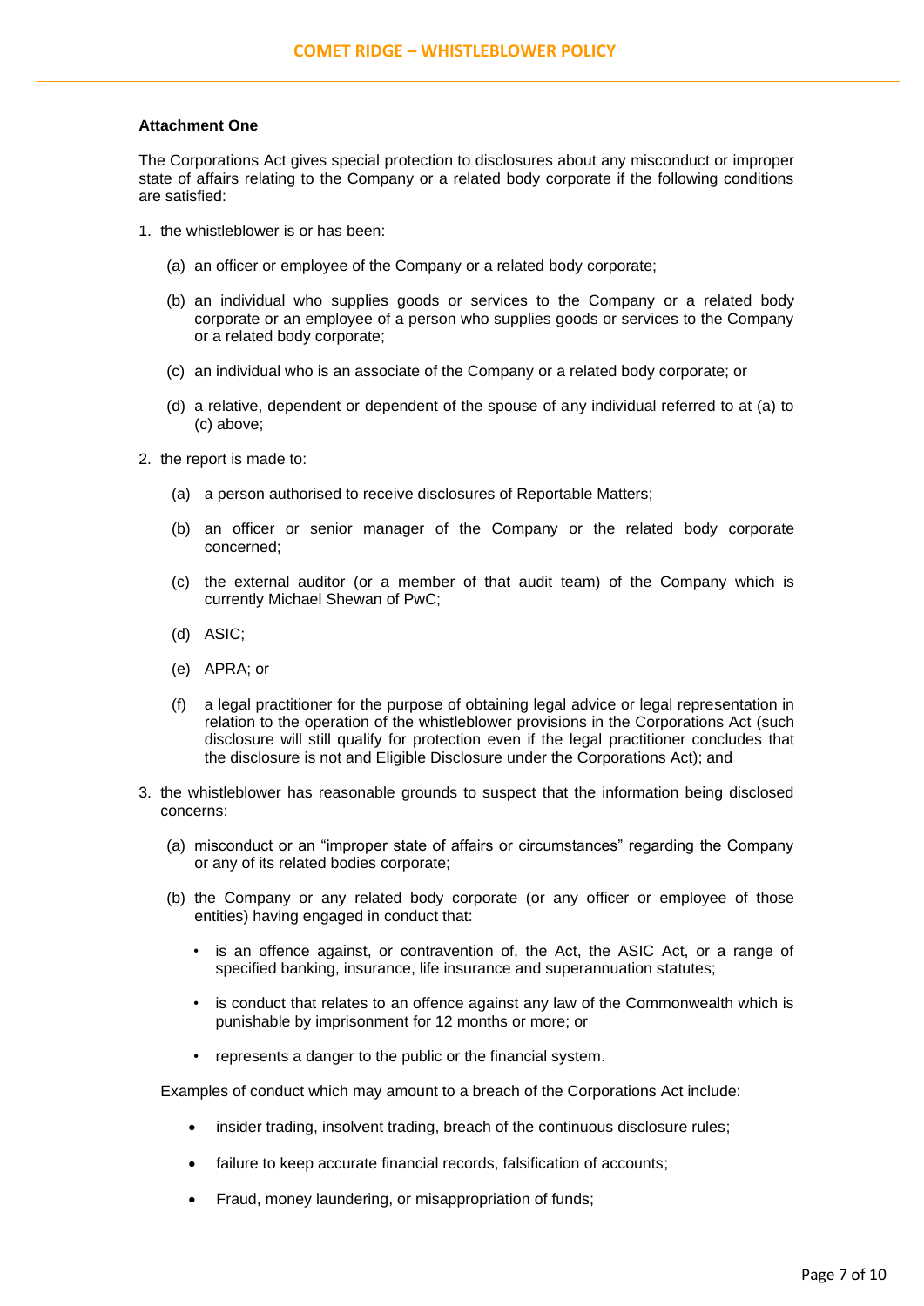**Attachment One**

The Corporations Act gives special protection to disclosures about any misconduct or improper state of affairs relating to the Company or a related body corporate if the following conditions are satisfied:

1. the whistleblower is or has been:

   (a) an officer or employee of the Company or a related body corporate;

   (b) an individual who supplies goods or services to the Company or a related body corporate or an employee of a person who supplies goods or services to the Company or a related body corporate;

   (c) an individual who is an associate of the Company or a related body corporate; or

   (d) a relative, dependent or dependent of the spouse of any individual referred to at (a) to (c) above;

2. the report is made to:

   (a) a person authorised to receive disclosures of Reportable Matters;

   (b) an officer or senior manager of the Company or the related body corporate concerned;

   (c) the external auditor (or a member of that audit team) of the Company which is currently Michael Shewan of PwC;

   (d) ASIC;

   (e) APRA; or

   (f) a legal practitioner for the purpose of obtaining legal advice or legal representation in relation to the operation of the whistleblower provisions in the Corporations Act (such disclosure will still qualify for protection even if the legal practitioner concludes that the disclosure is not and Eligible Disclosure under the Corporations Act); and

3. the whistleblower has reasonable grounds to suspect that the information being disclosed concerns:

   (a) misconduct or an "improper state of affairs or circumstances" regarding the Company or any of its related bodies corporate;

   (b) the Company or any related body corporate (or any officer or employee of those entities) having engaged in conduct that:

      - is an offence against, or contravention of, the Act, the ASIC Act, or a range of specified banking, insurance, life insurance and superannuation statutes;

      - is conduct that relates to an offence against any law of the Commonwealth which is punishable by imprisonment for 12 months or more; or

      - represents a danger to the public or the financial system.

   Examples of conduct which may amount to a breach of the Corporations Act include:

   - insider trading, insolvent trading, breach of the continuous disclosure rules;

   - failure to keep accurate financial records, falsification of accounts;

   - Fraud, money laundering, or misappropriation of funds;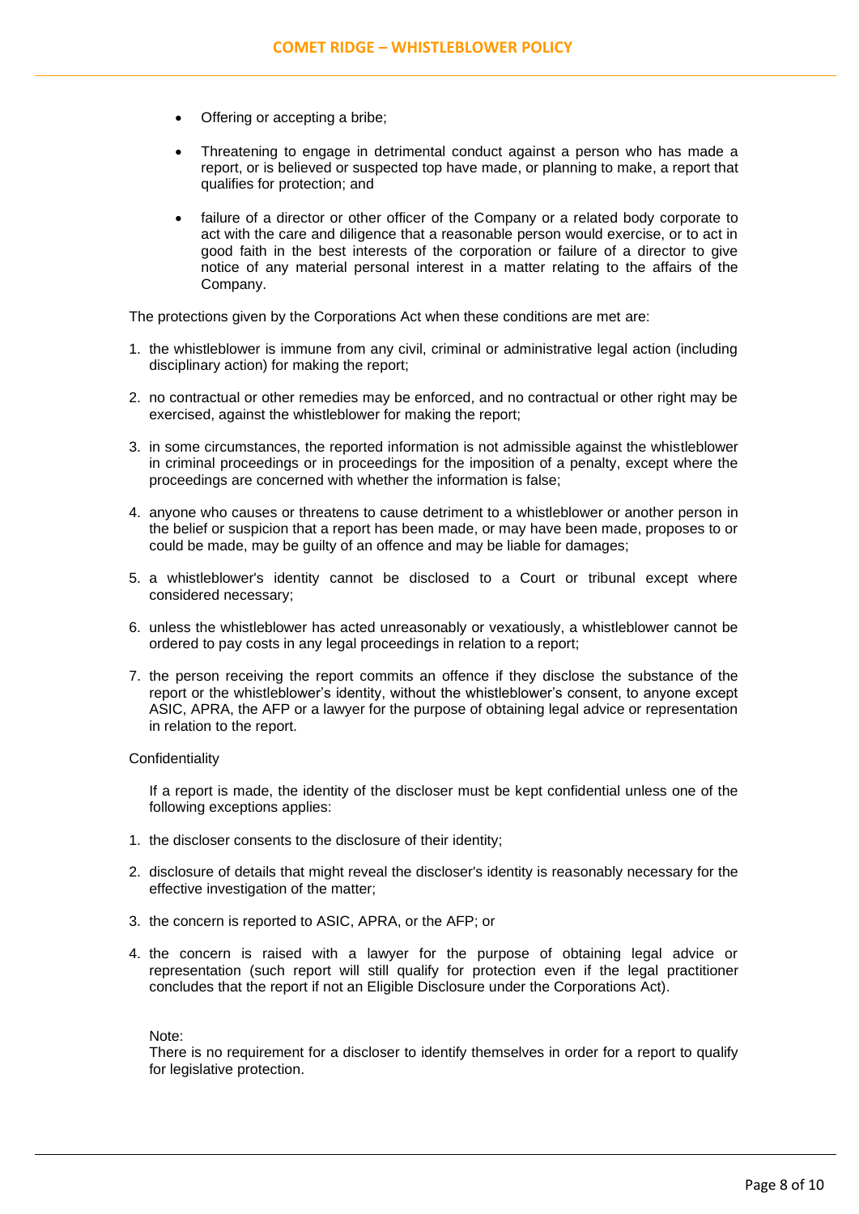- Offering or accepting a bribe;
- Threatening to engage in detrimental conduct against a person who has made a report, or is believed or suspected top have made, or planning to make, a report that qualifies for protection; and
- failure of a director or other officer of the Company or a related body corporate to act with the care and diligence that a reasonable person would exercise, or to act in good faith in the best interests of the corporation or failure of a director to give notice of any material personal interest in a matter relating to the affairs of the Company.

The protections given by the Corporations Act when these conditions are met are:

1. the whistleblower is immune from any civil, criminal or administrative legal action (including disciplinary action) for making the report;
2. no contractual or other remedies may be enforced, and no contractual or other right may be exercised, against the whistleblower for making the report;
3. in some circumstances, the reported information is not admissible against the whistleblower in criminal proceedings or in proceedings for the imposition of a penalty, except where the proceedings are concerned with whether the information is false;
4. anyone who causes or threatens to cause detriment to a whistleblower or another person in the belief or suspicion that a report has been made, or may have been made, proposes to or could be made, may be guilty of an offence and may be liable for damages;
5. a whistleblower's identity cannot be disclosed to a Court or tribunal except where considered necessary;
6. unless the whistleblower has acted unreasonably or vexatiously, a whistleblower cannot be ordered to pay costs in any legal proceedings in relation to a report;
7. the person receiving the report commits an offence if they disclose the substance of the report or the whistleblower's identity, without the whistleblower's consent, to anyone except ASIC, APRA, the AFP or a lawyer for the purpose of obtaining legal advice or representation in relation to the report.

Confidentiality

If a report is made, the identity of the discloser must be kept confidential unless one of the following exceptions applies:

1. the discloser consents to the disclosure of their identity;
2. disclosure of details that might reveal the discloser's identity is reasonably necessary for the effective investigation of the matter;
3. the concern is reported to ASIC, APRA, or the AFP; or
4. the concern is raised with a lawyer for the purpose of obtaining legal advice or representation (such report will still qualify for protection even if the legal practitioner concludes that the report if not an Eligible Disclosure under the Corporations Act).

Note:
There is no requirement for a discloser to identify themselves in order for a report to qualify for legislative protection.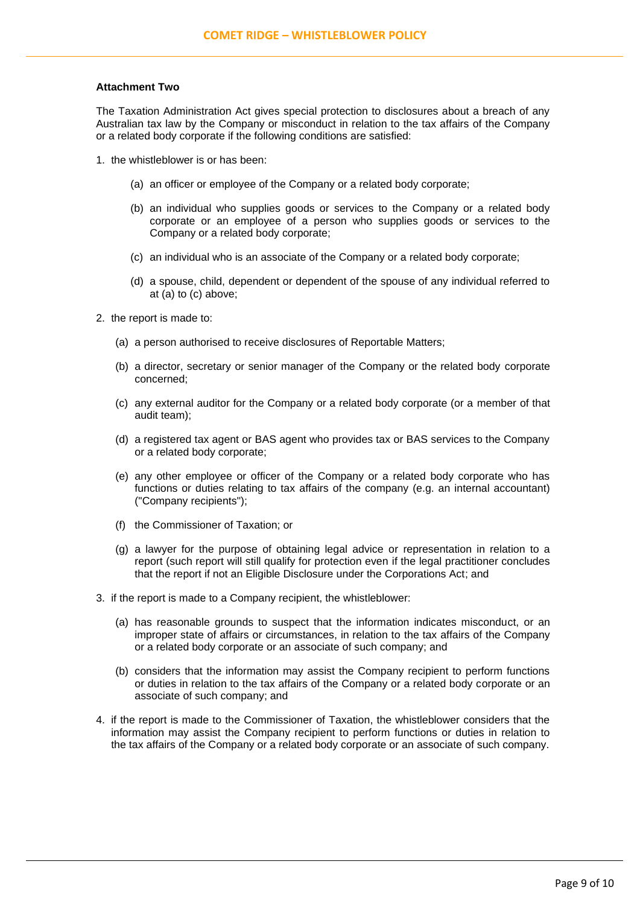**Attachment Two**

The Taxation Administration Act gives special protection to disclosures about a breach of any Australian tax law by the Company or misconduct in relation to the tax affairs of the Company or a related body corporate if the following conditions are satisfied:

1. the whistleblower is or has been:

    (a) an officer or employee of the Company or a related body corporate;

    (b) an individual who supplies goods or services to the Company or a related body corporate or an employee of a person who supplies goods or services to the Company or a related body corporate;

    (c) an individual who is an associate of the Company or a related body corporate;

    (d) a spouse, child, dependent or dependent of the spouse of any individual referred to at (a) to (c) above;

2. the report is made to:

    (a) a person authorised to receive disclosures of Reportable Matters;

    (b) a director, secretary or senior manager of the Company or the related body corporate concerned;

    (c) any external auditor for the Company or a related body corporate (or a member of that audit team);

    (d) a registered tax agent or BAS agent who provides tax or BAS services to the Company or a related body corporate;

    (e) any other employee or officer of the Company or a related body corporate who has functions or duties relating to tax affairs of the company (e.g. an internal accountant) ("Company recipients");

    (f) the Commissioner of Taxation; or

    (g) a lawyer for the purpose of obtaining legal advice or representation in relation to a report (such report will still qualify for protection even if the legal practitioner concludes that the report if not an Eligible Disclosure under the Corporations Act; and

3. if the report is made to a Company recipient, the whistleblower:

    (a) has reasonable grounds to suspect that the information indicates misconduct, or an improper state of affairs or circumstances, in relation to the tax affairs of the Company or a related body corporate or an associate of such company; and

    (b) considers that the information may assist the Company recipient to perform functions or duties in relation to the tax affairs of the Company or a related body corporate or an associate of such company; and

4. if the report is made to the Commissioner of Taxation, the whistleblower considers that the information may assist the Company recipient to perform functions or duties in relation to the tax affairs of the Company or a related body corporate or an associate of such company.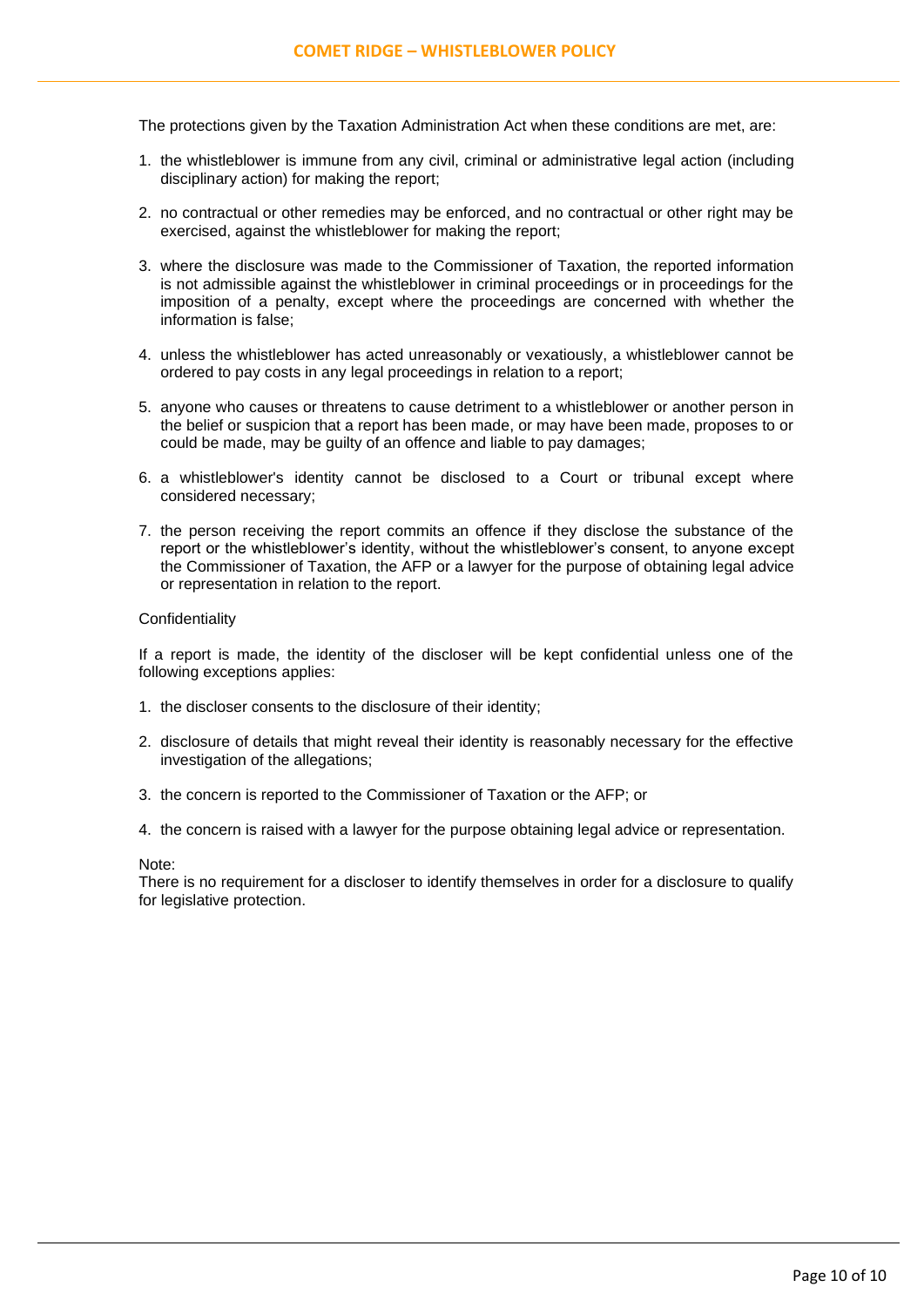The protections given by the Taxation Administration Act when these conditions are met, are:

1. the whistleblower is immune from any civil, criminal or administrative legal action (including disciplinary action) for making the report;
2. no contractual or other remedies may be enforced, and no contractual or other right may be exercised, against the whistleblower for making the report;
3. where the disclosure was made to the Commissioner of Taxation, the reported information is not admissible against the whistleblower in criminal proceedings or in proceedings for the imposition of a penalty, except where the proceedings are concerned with whether the information is false;
4. unless the whistleblower has acted unreasonably or vexatiously, a whistleblower cannot be ordered to pay costs in any legal proceedings in relation to a report;
5. anyone who causes or threatens to cause detriment to a whistleblower or another person in the belief or suspicion that a report has been made, or may have been made, proposes to or could be made, may be guilty of an offence and liable to pay damages;
6. a whistleblower's identity cannot be disclosed to a Court or tribunal except where considered necessary;
7. the person receiving the report commits an offence if they disclose the substance of the report or the whistleblower's identity, without the whistleblower's consent, to anyone except the Commissioner of Taxation, the AFP or a lawyer for the purpose of obtaining legal advice or representation in relation to the report.

Confidentiality

If a report is made, the identity of the discloser will be kept confidential unless one of the following exceptions applies:

1. the discloser consents to the disclosure of their identity;
2. disclosure of details that might reveal their identity is reasonably necessary for the effective investigation of the allegations;
3. the concern is reported to the Commissioner of Taxation or the AFP; or
4. the concern is raised with a lawyer for the purpose obtaining legal advice or representation.

Note:
There is no requirement for a discloser to identify themselves in order for a disclosure to qualify for legislative protection.